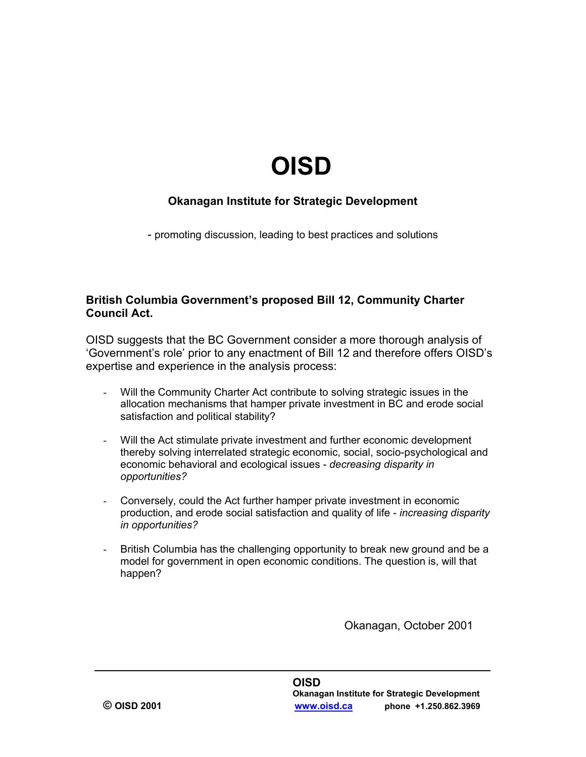# OISD

**Okanagan Institute for Strategic Development**

- promoting discussion, leading to best practices and solutions

**British Columbia Government's proposed Bill 12, Community Charter Council Act.**

OISD suggests that the BC Government consider a more thorough analysis of 'Government's role' prior to any enactment of Bill 12 and therefore offers OISD's expertise and experience in the analysis process:

- Will the Community Charter Act contribute to solving strategic issues in the allocation mechanisms that hamper private investment in BC and erode social satisfaction and political stability?
- Will the Act stimulate private investment and further economic development thereby solving interrelated strategic economic, social, socio-psychological and economic behavioral and ecological issues - *decreasing disparity in opportunities?*
- Conversely, could the Act further hamper private investment in economic production, and erode social satisfaction and quality of life - *increasing disparity in opportunities?*
- British Columbia has the challenging opportunity to break new ground and be a model for government in open economic conditions. The question is, will that happen?

Okanagan, October 2001

---

© OISD 2001

**OISD**
**Okanagan Institute for Strategic Development**
**www.oisd.ca** **phone +1.250.862.3969**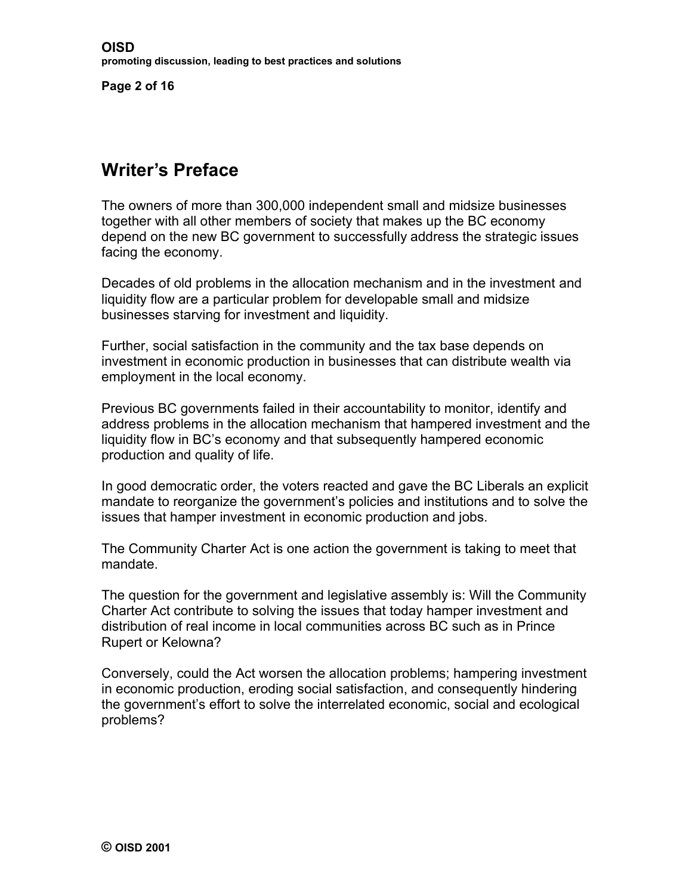# Writer's Preface

The owners of more than 300,000 independent small and midsize businesses together with all other members of society that makes up the BC economy depend on the new BC government to successfully address the strategic issues facing the economy.

Decades of old problems in the allocation mechanism and in the investment and liquidity flow are a particular problem for developable small and midsize businesses starving for investment and liquidity.

Further, social satisfaction in the community and the tax base depends on investment in economic production in businesses that can distribute wealth via employment in the local economy.

Previous BC governments failed in their accountability to monitor, identify and address problems in the allocation mechanism that hampered investment and the liquidity flow in BC's economy and that subsequently hampered economic production and quality of life.

In good democratic order, the voters reacted and gave the BC Liberals an explicit mandate to reorganize the government's policies and institutions and to solve the issues that hamper investment in economic production and jobs.

The Community Charter Act is one action the government is taking to meet that mandate.

The question for the government and legislative assembly is: Will the Community Charter Act contribute to solving the issues that today hamper investment and distribution of real income in local communities across BC such as in Prince Rupert or Kelowna?

Conversely, could the Act worsen the allocation problems; hampering investment in economic production, eroding social satisfaction, and consequently hindering the government's effort to solve the interrelated economic, social and ecological problems?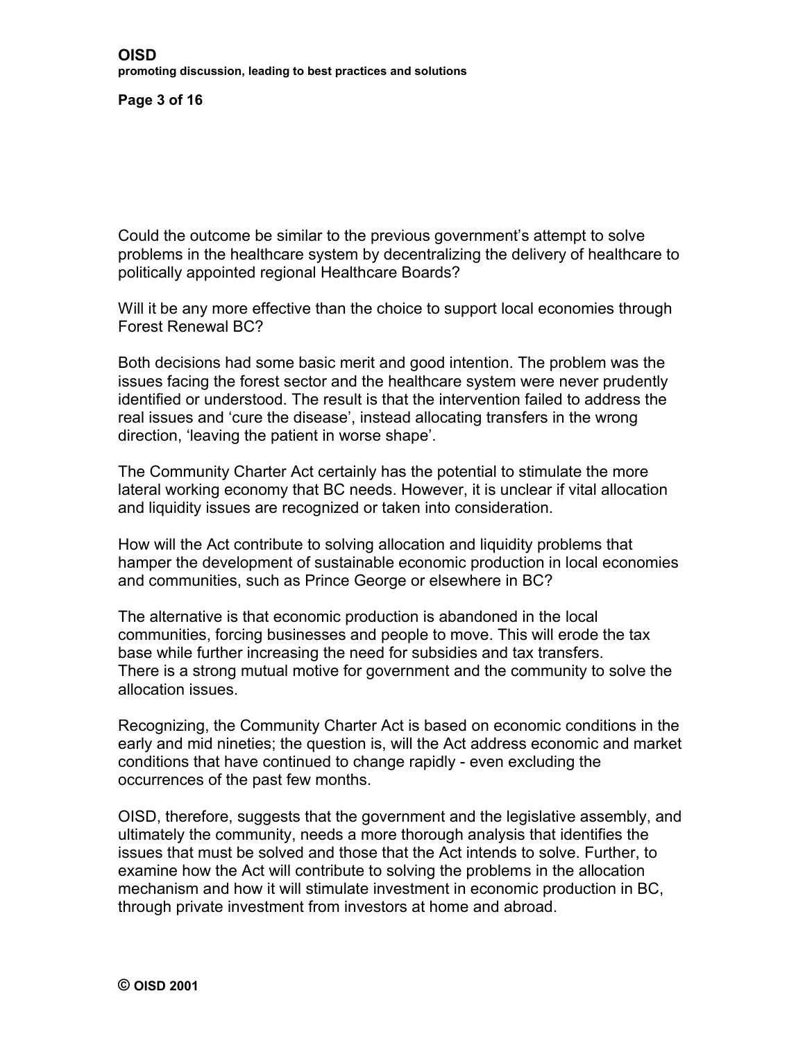Could the outcome be similar to the previous government's attempt to solve problems in the healthcare system by decentralizing the delivery of healthcare to politically appointed regional Healthcare Boards?

Will it be any more effective than the choice to support local economies through Forest Renewal BC?

Both decisions had some basic merit and good intention. The problem was the issues facing the forest sector and the healthcare system were never prudently identified or understood. The result is that the intervention failed to address the real issues and 'cure the disease', instead allocating transfers in the wrong direction, 'leaving the patient in worse shape'.

The Community Charter Act certainly has the potential to stimulate the more lateral working economy that BC needs. However, it is unclear if vital allocation and liquidity issues are recognized or taken into consideration.

How will the Act contribute to solving allocation and liquidity problems that hamper the development of sustainable economic production in local economies and communities, such as Prince George or elsewhere in BC?

The alternative is that economic production is abandoned in the local communities, forcing businesses and people to move. This will erode the tax base while further increasing the need for subsidies and tax transfers.
There is a strong mutual motive for government and the community to solve the allocation issues.

Recognizing, the Community Charter Act is based on economic conditions in the early and mid nineties; the question is, will the Act address economic and market conditions that have continued to change rapidly - even excluding the occurrences of the past few months.

OISD, therefore, suggests that the government and the legislative assembly, and ultimately the community, needs a more thorough analysis that identifies the issues that must be solved and those that the Act intends to solve. Further, to examine how the Act will contribute to solving the problems in the allocation mechanism and how it will stimulate investment in economic production in BC, through private investment from investors at home and abroad.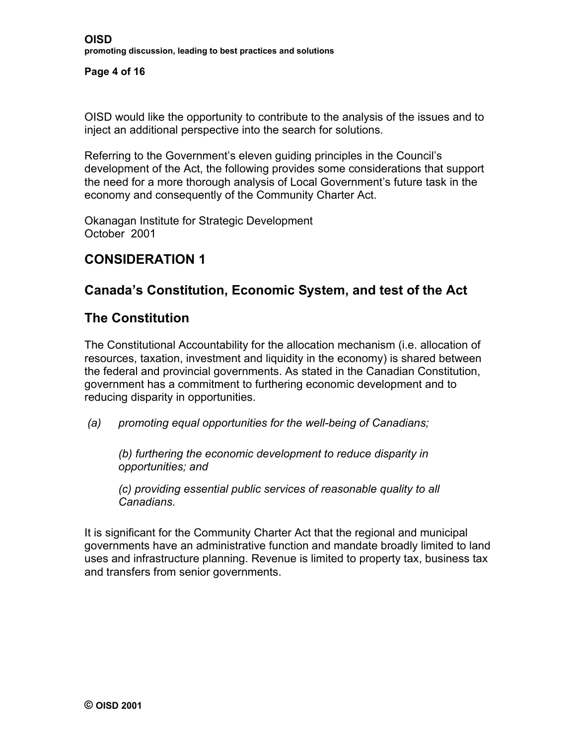OISD would like the opportunity to contribute to the analysis of the issues and to inject an additional perspective into the search for solutions.

Referring to the Government's eleven guiding principles in the Council's development of the Act, the following provides some considerations that support the need for a more thorough analysis of Local Government's future task in the economy and consequently of the Community Charter Act.

Okanagan Institute for Strategic Development
October 2001

## CONSIDERATION 1

## Canada's Constitution, Economic System, and test of the Act

## The Constitution

The Constitutional Accountability for the allocation mechanism (i.e. allocation of resources, taxation, investment and liquidity in the economy) is shared between the federal and provincial governments. As stated in the Canadian Constitution, government has a commitment to furthering economic development and to reducing disparity in opportunities.

*(a) promoting equal opportunities for the well-being of Canadians;*

*(b) furthering the economic development to reduce disparity in opportunities; and*

*(c) providing essential public services of reasonable quality to all Canadians.*

It is significant for the Community Charter Act that the regional and municipal governments have an administrative function and mandate broadly limited to land uses and infrastructure planning. Revenue is limited to property tax, business tax and transfers from senior governments.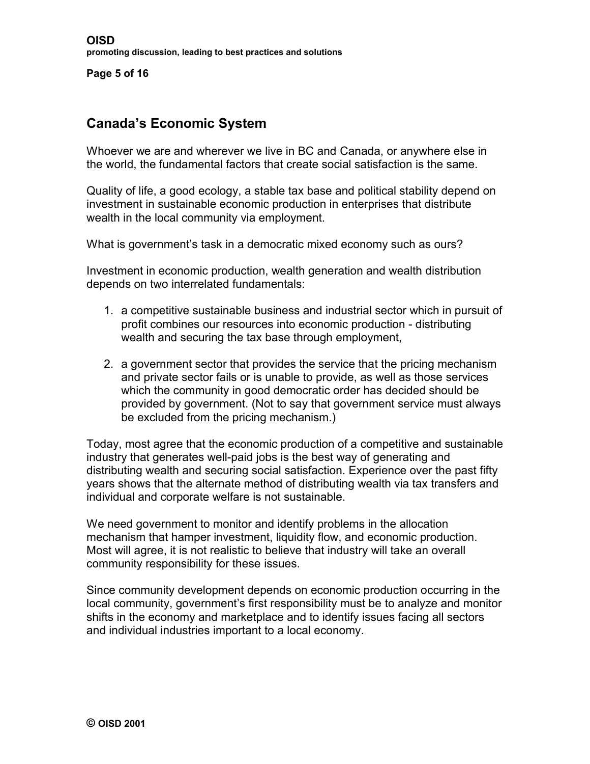## Canada's Economic System

Whoever we are and wherever we live in BC and Canada, or anywhere else in the world, the fundamental factors that create social satisfaction is the same.

Quality of life, a good ecology, a stable tax base and political stability depend on investment in sustainable economic production in enterprises that distribute wealth in the local community via employment.

What is government's task in a democratic mixed economy such as ours?

Investment in economic production, wealth generation and wealth distribution depends on two interrelated fundamentals:

1. a competitive sustainable business and industrial sector which in pursuit of profit combines our resources into economic production - distributing wealth and securing the tax base through employment,

2. a government sector that provides the service that the pricing mechanism and private sector fails or is unable to provide, as well as those services which the community in good democratic order has decided should be provided by government. (Not to say that government service must always be excluded from the pricing mechanism.)

Today, most agree that the economic production of a competitive and sustainable industry that generates well-paid jobs is the best way of generating and distributing wealth and securing social satisfaction. Experience over the past fifty years shows that the alternate method of distributing wealth via tax transfers and individual and corporate welfare is not sustainable.

We need government to monitor and identify problems in the allocation mechanism that hamper investment, liquidity flow, and economic production. Most will agree, it is not realistic to believe that industry will take an overall community responsibility for these issues.

Since community development depends on economic production occurring in the local community, government's first responsibility must be to analyze and monitor shifts in the economy and marketplace and to identify issues facing all sectors and individual industries important to a local economy.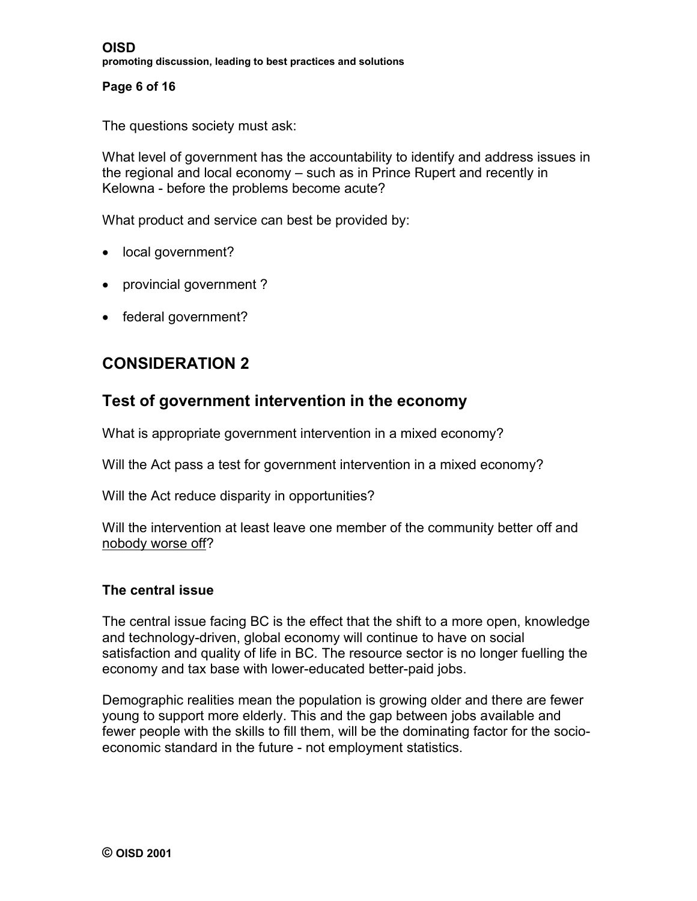The questions society must ask:

What level of government has the accountability to identify and address issues in the regional and local economy – such as in Prince Rupert and recently in Kelowna - before the problems become acute?

What product and service can best be provided by:

- local government?
- provincial government ?
- federal government?

## CONSIDERATION 2

## Test of government intervention in the economy

What is appropriate government intervention in a mixed economy?

Will the Act pass a test for government intervention in a mixed economy?

Will the Act reduce disparity in opportunities?

Will the intervention at least leave one member of the community better off and <u>nobody worse off</u>?

### The central issue

The central issue facing BC is the effect that the shift to a more open, knowledge and technology-driven, global economy will continue to have on social satisfaction and quality of life in BC. The resource sector is no longer fuelling the economy and tax base with lower-educated better-paid jobs.

Demographic realities mean the population is growing older and there are fewer young to support more elderly. This and the gap between jobs available and fewer people with the skills to fill them, will be the dominating factor for the socio-economic standard in the future - not employment statistics.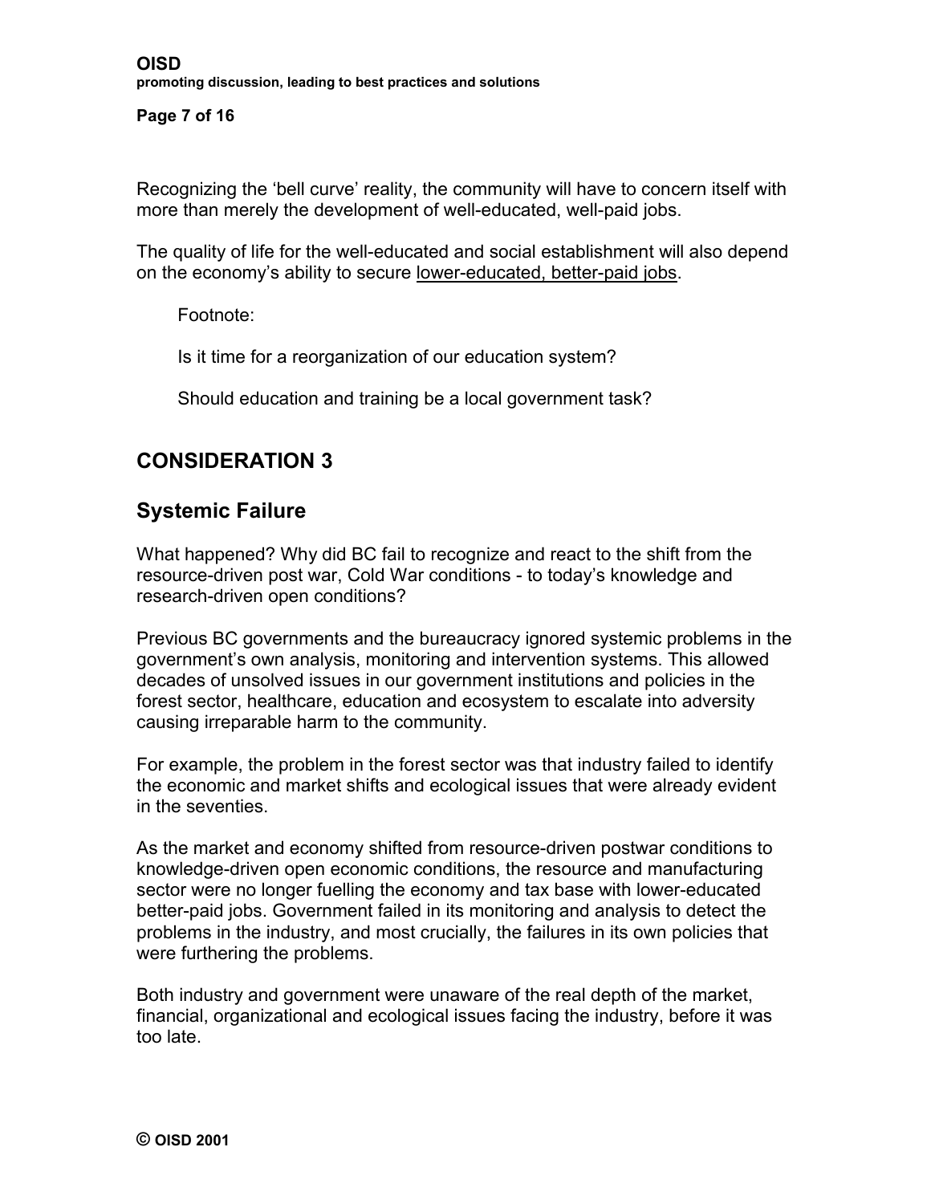Recognizing the 'bell curve' reality, the community will have to concern itself with more than merely the development of well-educated, well-paid jobs.

The quality of life for the well-educated and social establishment will also depend on the economy's ability to secure <u>lower-educated, better-paid jobs</u>.

> Footnote:
>
> Is it time for a reorganization of our education system?
>
> Should education and training be a local government task?

## CONSIDERATION 3

## Systemic Failure

What happened? Why did BC fail to recognize and react to the shift from the resource-driven post war, Cold War conditions - to today's knowledge and research-driven open conditions?

Previous BC governments and the bureaucracy ignored systemic problems in the government's own analysis, monitoring and intervention systems. This allowed decades of unsolved issues in our government institutions and policies in the forest sector, healthcare, education and ecosystem to escalate into adversity causing irreparable harm to the community.

For example, the problem in the forest sector was that industry failed to identify the economic and market shifts and ecological issues that were already evident in the seventies.

As the market and economy shifted from resource-driven postwar conditions to knowledge-driven open economic conditions, the resource and manufacturing sector were no longer fuelling the economy and tax base with lower-educated better-paid jobs. Government failed in its monitoring and analysis to detect the problems in the industry, and most crucially, the failures in its own policies that were furthering the problems.

Both industry and government were unaware of the real depth of the market, financial, organizational and ecological issues facing the industry, before it was too late.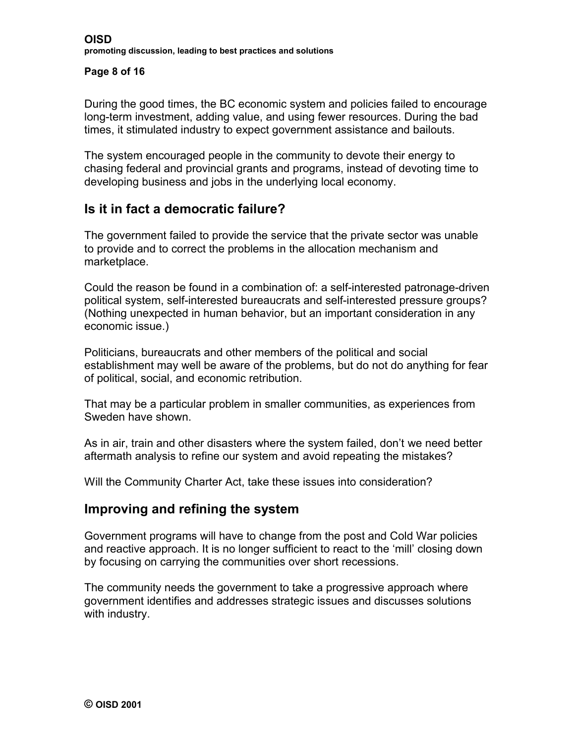During the good times, the BC economic system and policies failed to encourage long-term investment, adding value, and using fewer resources. During the bad times, it stimulated industry to expect government assistance and bailouts.

The system encouraged people in the community to devote their energy to chasing federal and provincial grants and programs, instead of devoting time to developing business and jobs in the underlying local economy.

## Is it in fact a democratic failure?

The government failed to provide the service that the private sector was unable to provide and to correct the problems in the allocation mechanism and marketplace.

Could the reason be found in a combination of: a self-interested patronage-driven political system, self-interested bureaucrats and self-interested pressure groups? (Nothing unexpected in human behavior, but an important consideration in any economic issue.)

Politicians, bureaucrats and other members of the political and social establishment may well be aware of the problems, but do not do anything for fear of political, social, and economic retribution.

That may be a particular problem in smaller communities, as experiences from Sweden have shown.

As in air, train and other disasters where the system failed, don't we need better aftermath analysis to refine our system and avoid repeating the mistakes?

Will the Community Charter Act, take these issues into consideration?

## Improving and refining the system

Government programs will have to change from the post and Cold War policies and reactive approach. It is no longer sufficient to react to the 'mill' closing down by focusing on carrying the communities over short recessions.

The community needs the government to take a progressive approach where government identifies and addresses strategic issues and discusses solutions with industry.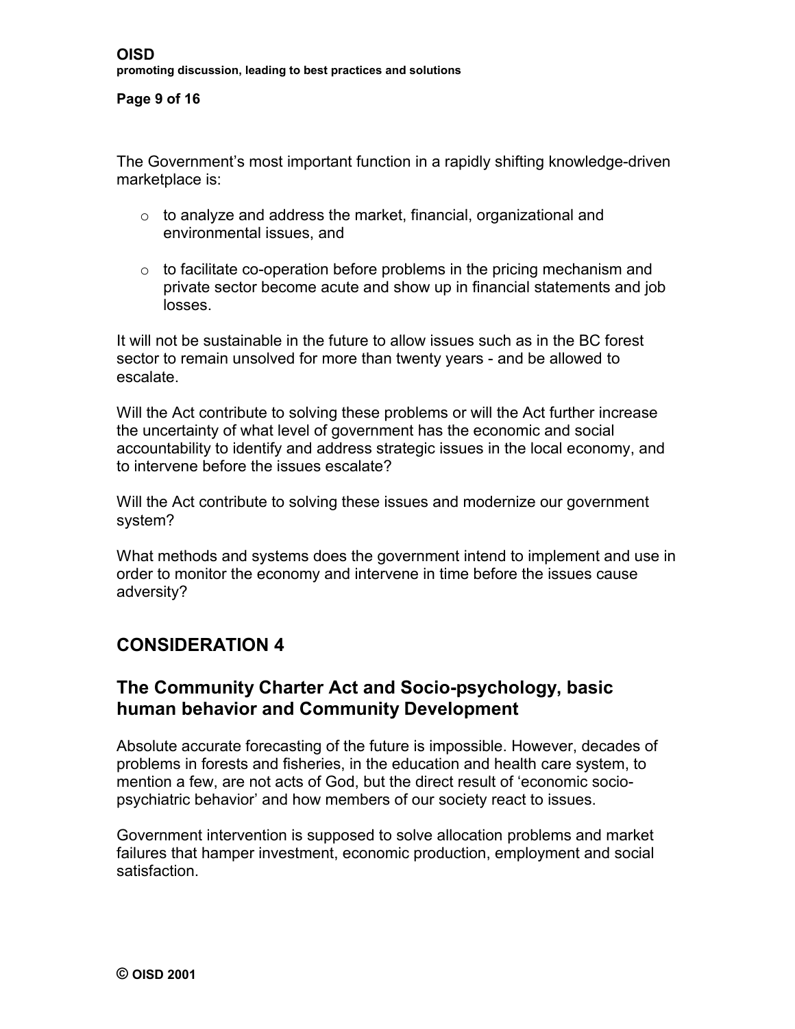The Government's most important function in a rapidly shifting knowledge-driven marketplace is:

- to analyze and address the market, financial, organizational and environmental issues, and
- to facilitate co-operation before problems in the pricing mechanism and private sector become acute and show up in financial statements and job losses.

It will not be sustainable in the future to allow issues such as in the BC forest sector to remain unsolved for more than twenty years - and be allowed to escalate.

Will the Act contribute to solving these problems or will the Act further increase the uncertainty of what level of government has the economic and social accountability to identify and address strategic issues in the local economy, and to intervene before the issues escalate?

Will the Act contribute to solving these issues and modernize our government system?

What methods and systems does the government intend to implement and use in order to monitor the economy and intervene in time before the issues cause adversity?

## CONSIDERATION 4

## The Community Charter Act and Socio-psychology, basic human behavior and Community Development

Absolute accurate forecasting of the future is impossible. However, decades of problems in forests and fisheries, in the education and health care system, to mention a few, are not acts of God, but the direct result of 'economic socio-psychiatric behavior' and how members of our society react to issues.

Government intervention is supposed to solve allocation problems and market failures that hamper investment, economic production, employment and social satisfaction.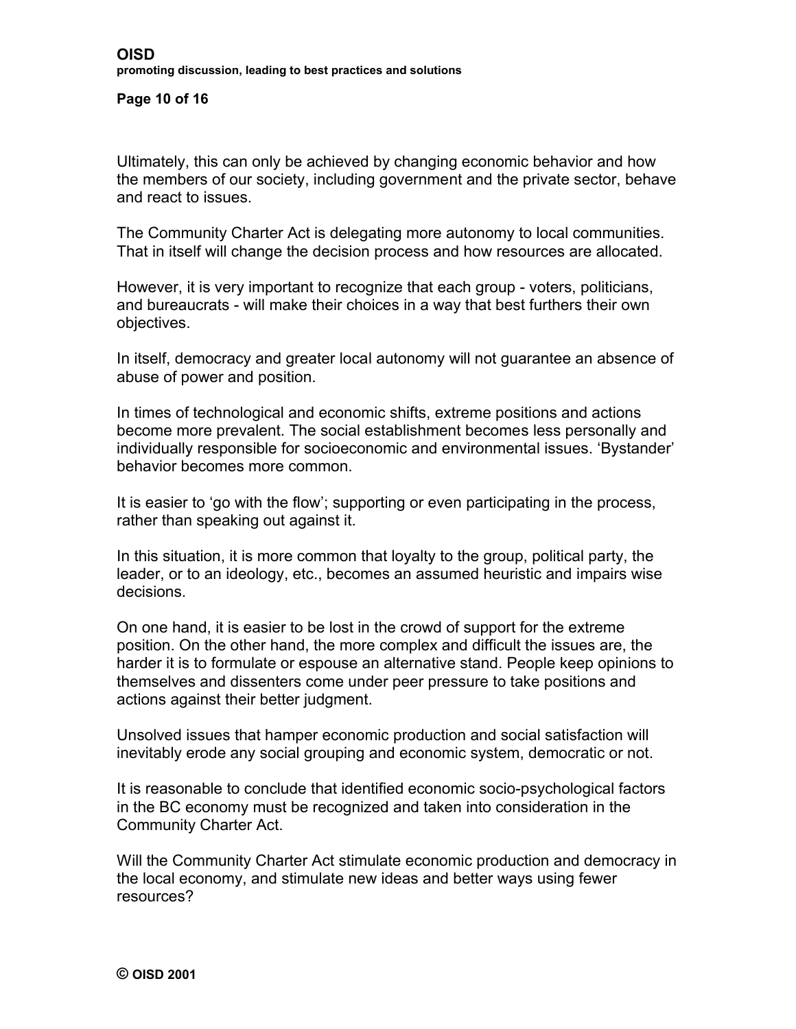Ultimately, this can only be achieved by changing economic behavior and how the members of our society, including government and the private sector, behave and react to issues.

The Community Charter Act is delegating more autonomy to local communities. That in itself will change the decision process and how resources are allocated.

However, it is very important to recognize that each group - voters, politicians, and bureaucrats - will make their choices in a way that best furthers their own objectives.

In itself, democracy and greater local autonomy will not guarantee an absence of abuse of power and position.

In times of technological and economic shifts, extreme positions and actions become more prevalent. The social establishment becomes less personally and individually responsible for socioeconomic and environmental issues. 'Bystander' behavior becomes more common.

It is easier to 'go with the flow'; supporting or even participating in the process, rather than speaking out against it.

In this situation, it is more common that loyalty to the group, political party, the leader, or to an ideology, etc., becomes an assumed heuristic and impairs wise decisions.

On one hand, it is easier to be lost in the crowd of support for the extreme position. On the other hand, the more complex and difficult the issues are, the harder it is to formulate or espouse an alternative stand. People keep opinions to themselves and dissenters come under peer pressure to take positions and actions against their better judgment.

Unsolved issues that hamper economic production and social satisfaction will inevitably erode any social grouping and economic system, democratic or not.

It is reasonable to conclude that identified economic socio-psychological factors in the BC economy must be recognized and taken into consideration in the Community Charter Act.

Will the Community Charter Act stimulate economic production and democracy in the local economy, and stimulate new ideas and better ways using fewer resources?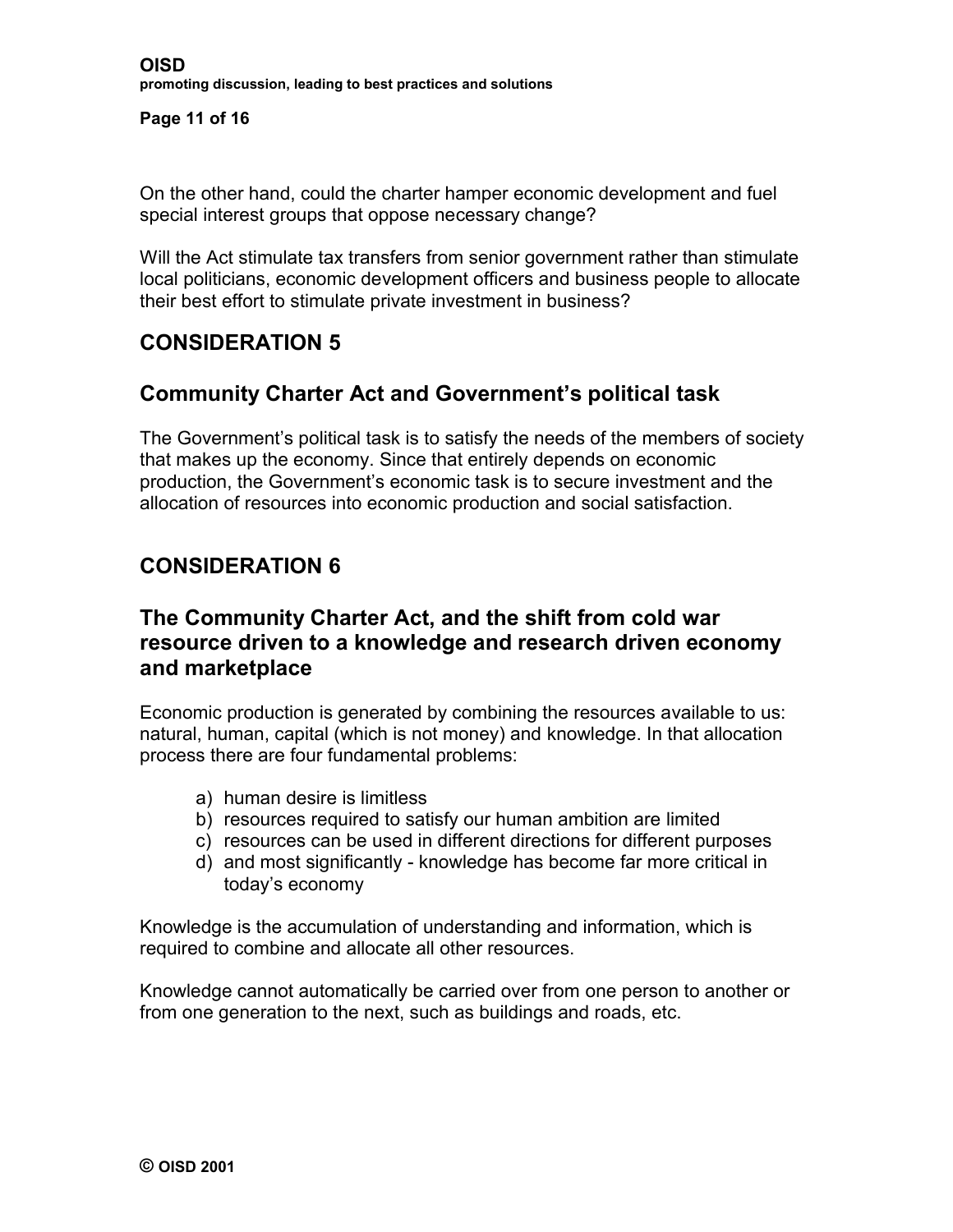On the other hand, could the charter hamper economic development and fuel special interest groups that oppose necessary change?

Will the Act stimulate tax transfers from senior government rather than stimulate local politicians, economic development officers and business people to allocate their best effort to stimulate private investment in business?

## CONSIDERATION 5

### Community Charter Act and Government's political task

The Government's political task is to satisfy the needs of the members of society that makes up the economy. Since that entirely depends on economic production, the Government's economic task is to secure investment and the allocation of resources into economic production and social satisfaction.

## CONSIDERATION 6

### The Community Charter Act, and the shift from cold war resource driven to a knowledge and research driven economy and marketplace

Economic production is generated by combining the resources available to us: natural, human, capital (which is not money) and knowledge. In that allocation process there are four fundamental problems:

a) human desire is limitless
b) resources required to satisfy our human ambition are limited
c) resources can be used in different directions for different purposes
d) and most significantly - knowledge has become far more critical in today's economy

Knowledge is the accumulation of understanding and information, which is required to combine and allocate all other resources.

Knowledge cannot automatically be carried over from one person to another or from one generation to the next, such as buildings and roads, etc.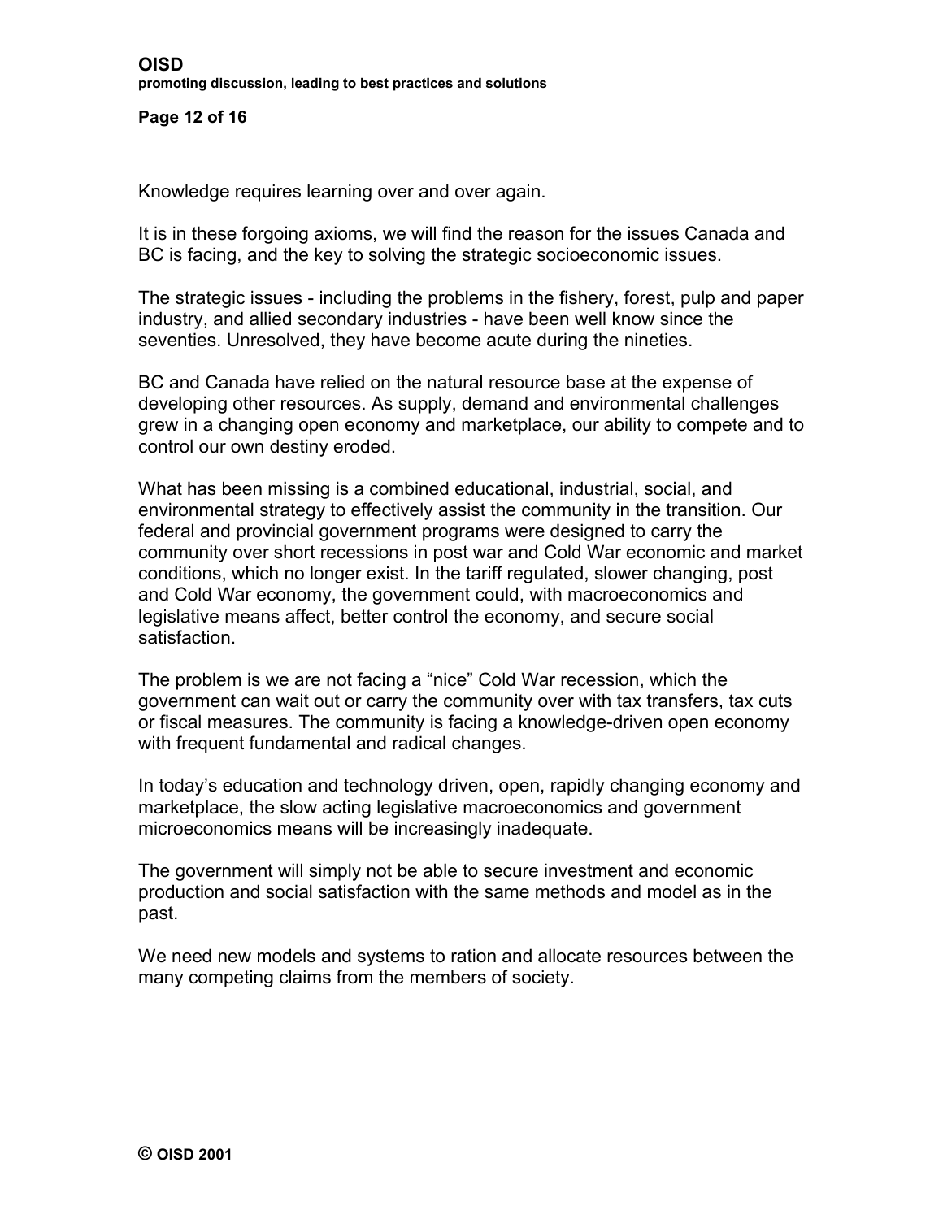Knowledge requires learning over and over again.

It is in these forgoing axioms, we will find the reason for the issues Canada and BC is facing, and the key to solving the strategic socioeconomic issues.

The strategic issues - including the problems in the fishery, forest, pulp and paper industry, and allied secondary industries - have been well know since the seventies. Unresolved, they have become acute during the nineties.

BC and Canada have relied on the natural resource base at the expense of developing other resources. As supply, demand and environmental challenges grew in a changing open economy and marketplace, our ability to compete and to control our own destiny eroded.

What has been missing is a combined educational, industrial, social, and environmental strategy to effectively assist the community in the transition. Our federal and provincial government programs were designed to carry the community over short recessions in post war and Cold War economic and market conditions, which no longer exist. In the tariff regulated, slower changing, post and Cold War economy, the government could, with macroeconomics and legislative means affect, better control the economy, and secure social satisfaction.

The problem is we are not facing a "nice" Cold War recession, which the government can wait out or carry the community over with tax transfers, tax cuts or fiscal measures. The community is facing a knowledge-driven open economy with frequent fundamental and radical changes.

In today's education and technology driven, open, rapidly changing economy and marketplace, the slow acting legislative macroeconomics and government microeconomics means will be increasingly inadequate.

The government will simply not be able to secure investment and economic production and social satisfaction with the same methods and model as in the past.

We need new models and systems to ration and allocate resources between the many competing claims from the members of society.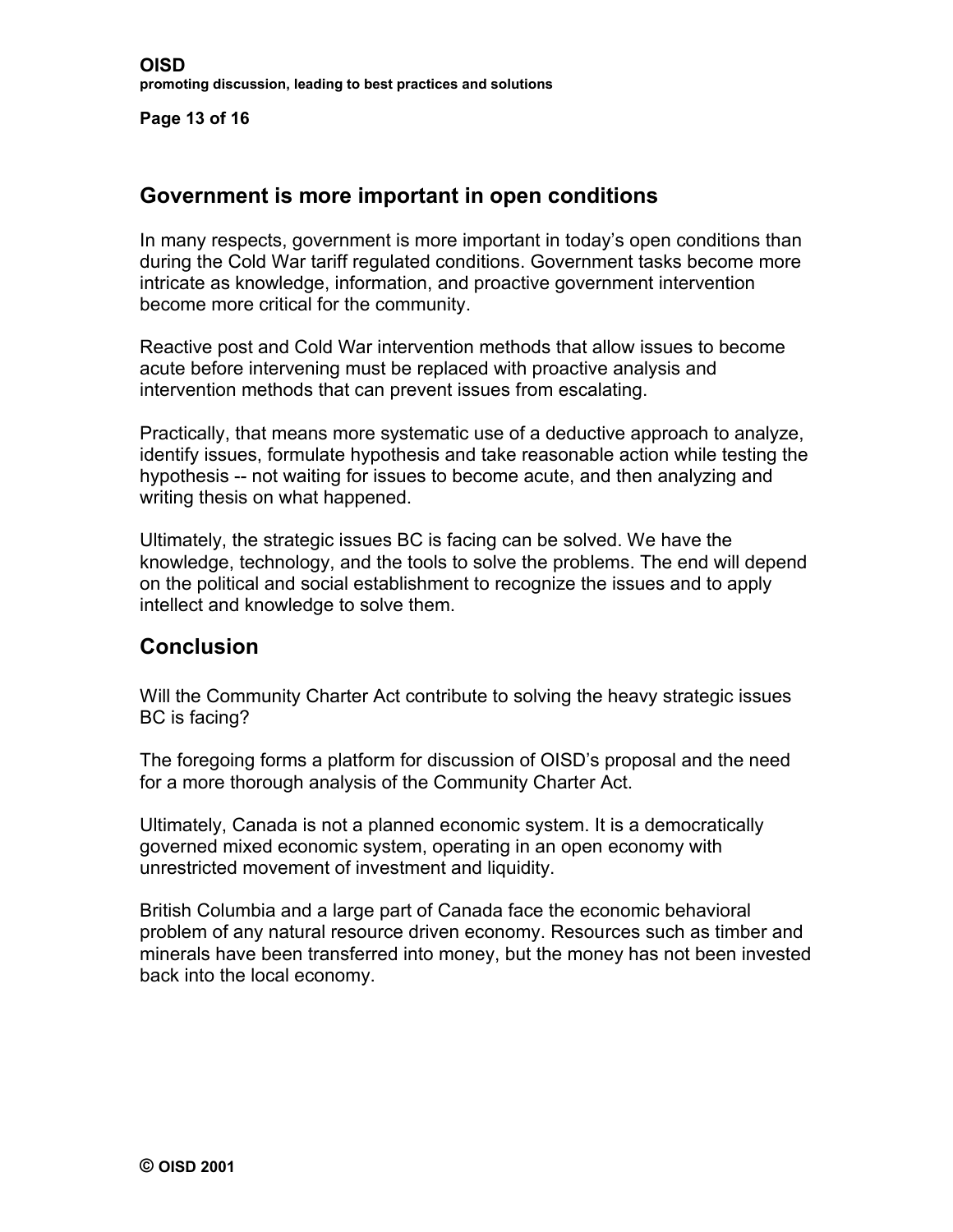## Government is more important in open conditions

In many respects, government is more important in today's open conditions than during the Cold War tariff regulated conditions. Government tasks become more intricate as knowledge, information, and proactive government intervention become more critical for the community.

Reactive post and Cold War intervention methods that allow issues to become acute before intervening must be replaced with proactive analysis and intervention methods that can prevent issues from escalating.

Practically, that means more systematic use of a deductive approach to analyze, identify issues, formulate hypothesis and take reasonable action while testing the hypothesis -- not waiting for issues to become acute, and then analyzing and writing thesis on what happened.

Ultimately, the strategic issues BC is facing can be solved. We have the knowledge, technology, and the tools to solve the problems. The end will depend on the political and social establishment to recognize the issues and to apply intellect and knowledge to solve them.

## Conclusion

Will the Community Charter Act contribute to solving the heavy strategic issues BC is facing?

The foregoing forms a platform for discussion of OISD's proposal and the need for a more thorough analysis of the Community Charter Act.

Ultimately, Canada is not a planned economic system. It is a democratically governed mixed economic system, operating in an open economy with unrestricted movement of investment and liquidity.

British Columbia and a large part of Canada face the economic behavioral problem of any natural resource driven economy. Resources such as timber and minerals have been transferred into money, but the money has not been invested back into the local economy.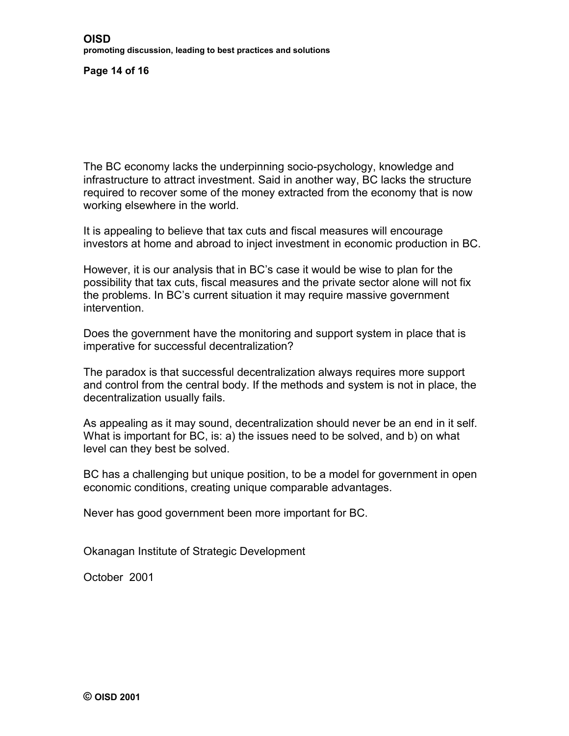The BC economy lacks the underpinning socio-psychology, knowledge and infrastructure to attract investment. Said in another way, BC lacks the structure required to recover some of the money extracted from the economy that is now working elsewhere in the world.

It is appealing to believe that tax cuts and fiscal measures will encourage investors at home and abroad to inject investment in economic production in BC.

However, it is our analysis that in BC's case it would be wise to plan for the possibility that tax cuts, fiscal measures and the private sector alone will not fix the problems. In BC's current situation it may require massive government intervention.

Does the government have the monitoring and support system in place that is imperative for successful decentralization?

The paradox is that successful decentralization always requires more support and control from the central body. If the methods and system is not in place, the decentralization usually fails.

As appealing as it may sound, decentralization should never be an end in it self. What is important for BC, is: a) the issues need to be solved, and b) on what level can they best be solved.

BC has a challenging but unique position, to be a model for government in open economic conditions, creating unique comparable advantages.

Never has good government been more important for BC.

Okanagan Institute of Strategic Development

October 2001

**© OISD 2001**